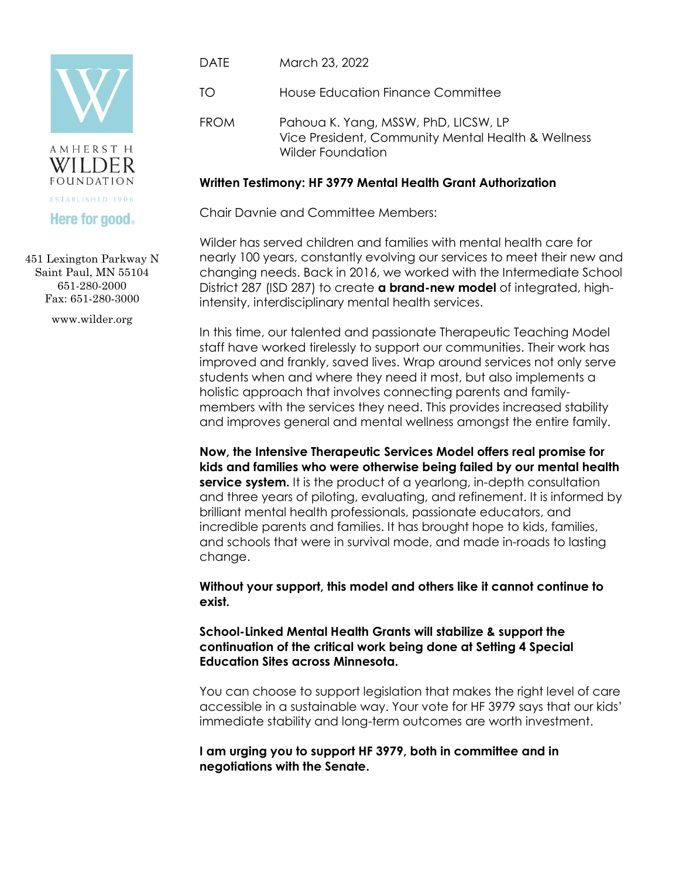AMHERST H. WILDER FOUNDATION

ESTABLISHED 1906

Here for good.

451 Lexington Parkway N
Saint Paul, MN 55104
651-280-2000
Fax: 651-280-3000

www.wilder.org

| | |
|---|---|
| DATE | March 23, 2022 |
| TO | House Education Finance Committee |
| FROM | Pahoua K. Yang, MSSW, PhD, LICSW, LP<br>Vice President, Community Mental Health & Wellness<br>Wilder Foundation |

**Written Testimony: HF 3979 Mental Health Grant Authorization**

Chair Davnie and Committee Members:

Wilder has served children and families with mental health care for nearly 100 years, constantly evolving our services to meet their new and changing needs. Back in 2016, we worked with the Intermediate School District 287 (ISD 287) to create **a brand-new model** of integrated, high-intensity, interdisciplinary mental health services.

In this time, our talented and passionate Therapeutic Teaching Model staff have worked tirelessly to support our communities. Their work has improved and frankly, saved lives. Wrap around services not only serve students when and where they need it most, but also implements a holistic approach that involves connecting parents and family-members with the services they need. This provides increased stability and improves general and mental wellness amongst the entire family.

**Now, the Intensive Therapeutic Services Model offers real promise for kids and families who were otherwise being failed by our mental health service system.** It is the product of a yearlong, in-depth consultation and three years of piloting, evaluating, and refinement. It is informed by brilliant mental health professionals, passionate educators, and incredible parents and families. It has brought hope to kids, families, and schools that were in survival mode, and made in-roads to lasting change.

**Without your support, this model and others like it cannot continue to exist.**

**School-Linked Mental Health Grants will stabilize & support the continuation of the critical work being done at Setting 4 Special Education Sites across Minnesota.**

You can choose to support legislation that makes the right level of care accessible in a sustainable way. Your vote for HF 3979 says that our kids' immediate stability and long-term outcomes are worth investment.

**I am urging you to support HF 3979, both in committee and in negotiations with the Senate.**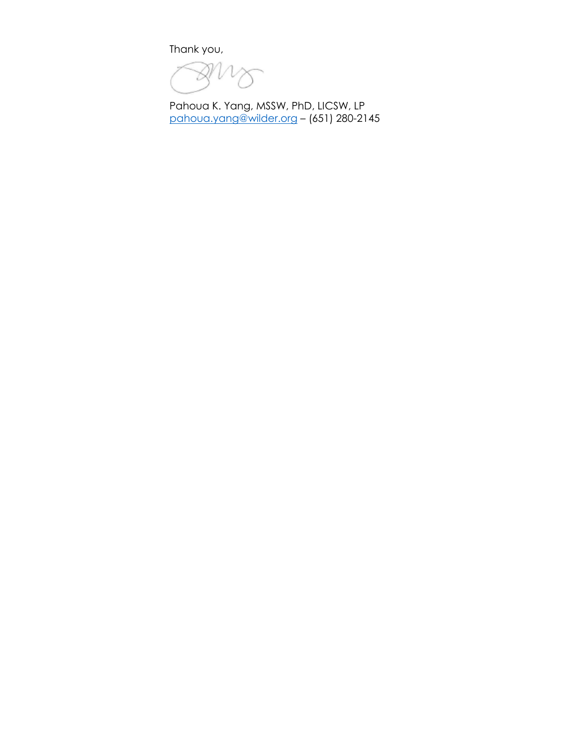Thank you,

Pahoua K. Yang, MSSW, PhD, LICSW, LP
[pahoua.yang@wilder.org](mailto:pahoua.yang@wilder.org) – (651) 280-2145